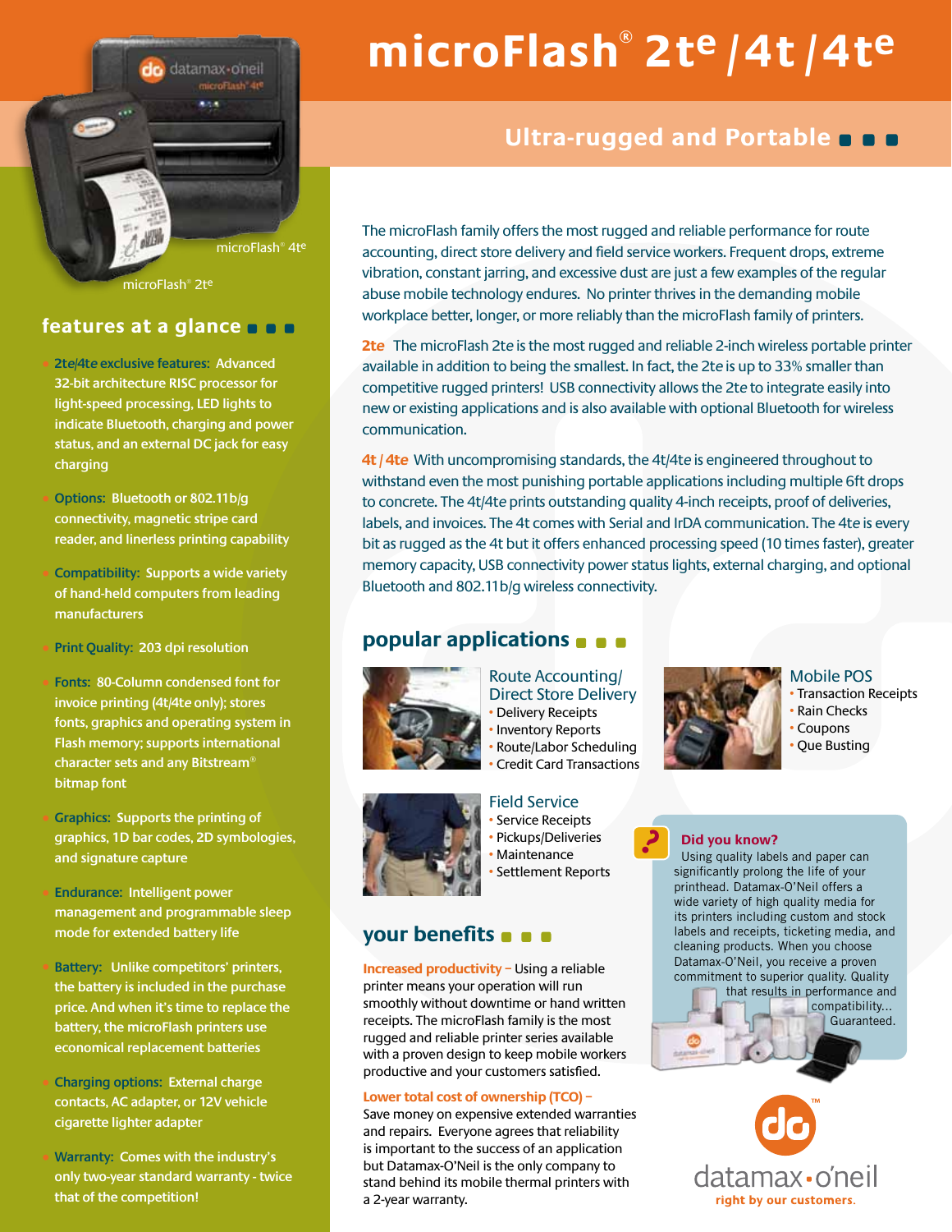# microFlash® 2te / 4t / 4te

## Ultra-rugged and Portable

microFlash® 4te

microFlash® 2te

## features at a glance

- **2te/4te exclusive features:** Advanced 32-bit architecture RISC processor for light-speed processing, LED lights to indicate Bluetooth, charging and power status, and an external DC jack for easy charging
- **Options:** Bluetooth or 802.11b/g connectivity, magnetic stripe card reader, and linerless printing capability
- **Compatibility:** Supports a wide variety of hand-held computers from leading manufacturers
- **Print Quality:** 203 dpi resolution
- **Fonts:** 80-Column condensed font for invoice printing (4t/4te only); stores fonts, graphics and operating system in Flash memory; supports international character sets and any Bitstream® bitmap font
- **Graphics:** Supports the printing of graphics, 1D bar codes, 2D symbologies, and signature capture
- **Endurance:** Intelligent power management and programmable sleep mode for extended battery life
- **Battery:** Unlike competitors' printers, the battery is included in the purchase price. And when it's time to replace the battery, the microFlash printers use economical replacement batteries
- **Charging options:** External charge contacts, AC adapter, or 12V vehicle cigarette lighter adapter
- **Warranty:** Comes with the industry's only two-year standard warranty - twice that of the competition!

The microFlash family offers the most rugged and reliable performance for route accounting, direct store delivery and field service workers. Frequent drops, extreme vibration, constant jarring, and excessive dust are just a few examples of the regular abuse mobile technology endures. No printer thrives in the demanding mobile workplace better, longer, or more reliably than the microFlash family of printers.

**2te** The microFlash 2te is the most rugged and reliable 2-inch wireless portable printer available in addition to being the smallest. In fact, the 2te is up to 33% smaller than competitive rugged printers! USB connectivity allows the 2te to integrate easily into new or existing applications and is also available with optional Bluetooth for wireless communication.

**4t / 4te** With uncompromising standards, the 4t/4te is engineered throughout to withstand even the most punishing portable applications including multiple 6ft drops to concrete. The 4t/4te prints outstanding quality 4-inch receipts, proof of deliveries, labels, and invoices. The 4t comes with Serial and IrDA communication. The 4te is every bit as rugged as the 4t but it offers enhanced processing speed (10 times faster), greater memory capacity, USB connectivity power status lights, external charging, and optional Bluetooth and 802.11b/g wireless connectivity.

## popular applications

### Route Accounting/ Direct Store Delivery
- Delivery Receipts
- Inventory Reports
- Route/Labor Scheduling
- Credit Card Transactions

### Mobile POS
- Transaction Receipts
- Rain Checks
- Coupons
- Que Busting

### Field Service
- Service Receipts
- Pickups/Deliveries
- Maintenance
- Settlement Reports

## your benefits

**Increased productivity –** Using a reliable printer means your operation will run smoothly without downtime or hand written receipts. The microFlash family is the most rugged and reliable printer series available with a proven design to keep mobile workers productive and your customers satisfied.

**Lower total cost of ownership (TCO) –** Save money on expensive extended warranties and repairs. Everyone agrees that reliability is important to the success of an application but Datamax-O'Neil is the only company to stand behind its mobile thermal printers with a 2-year warranty.

**Did you know?**

Using quality labels and paper can significantly prolong the life of your printhead. Datamax-O'Neil offers a wide variety of high quality media for its printers including custom and stock labels and receipts, ticketing media, and cleaning products. When you choose Datamax-O'Neil, you receive a proven commitment to superior quality. Quality that results in performance and compatibility... Guaranteed.

datamax·o'neil
right by our customers.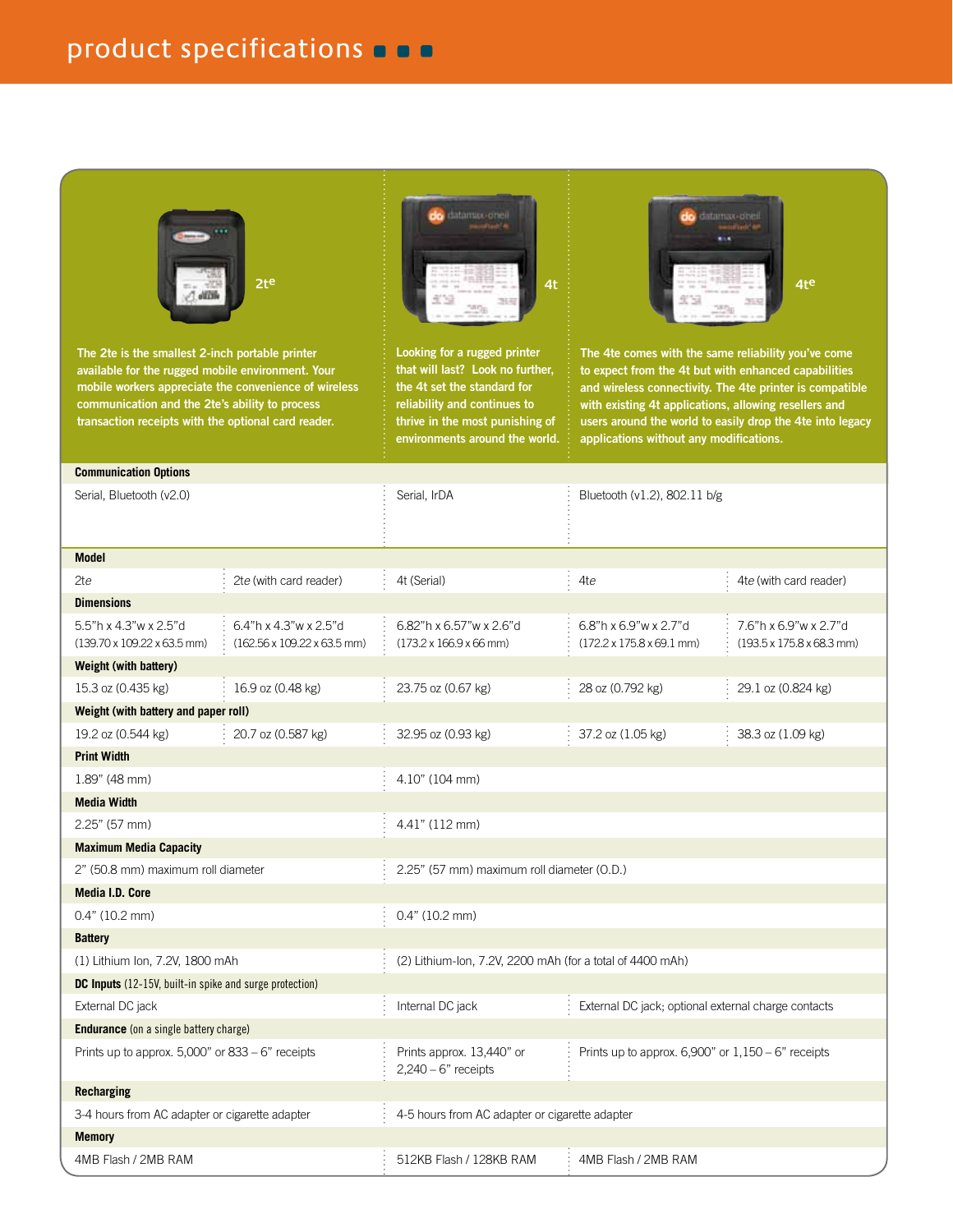# product specifications

**2te**

The 2te is the smallest 2-inch portable printer available for the rugged mobile environment. Your mobile workers appreciate the convenience of wireless communication and the 2te's ability to process transaction receipts with the optional card reader.

**4t**

Looking for a rugged printer that will last? Look no further, the 4t set the standard for reliability and continues to thrive in the most punishing of environments around the world.

**4te**

The 4te comes with the same reliability you've come to expect from the 4t but with enhanced capabilities and wireless connectivity. The 4te printer is compatible with existing 4t applications, allowing resellers and users around the world to easily drop the 4te into legacy applications without any modifications.

| | | | | |
|---|---|---|---|---|
| **Communication Options** | | | | |
| Serial, Bluetooth (v2.0) | | Serial, IrDA | Bluetooth (v1.2), 802.11 b/g | |
| **Model** | | | | |
| 2te | 2te (with card reader) | 4t (Serial) | 4te | 4te (with card reader) |
| **Dimensions** | | | | |
| 5.5"h x 4.3"w x 2.5"d (139.70 x 109.22 x 63.5 mm) | 6.4"h x 4.3"w x 2.5"d (162.56 x 109.22 x 63.5 mm) | 6.82"h x 6.57"w x 2.6"d (173.2 x 166.9 x 66 mm) | 6.8"h x 6.9"w x 2.7"d (172.2 x 175.8 x 69.1 mm) | 7.6"h x 6.9"w x 2.7"d (193.5 x 175.8 x 68.3 mm) |
| **Weight (with battery)** | | | | |
| 15.3 oz (0.435 kg) | 16.9 oz (0.48 kg) | 23.75 oz (0.67 kg) | 28 oz (0.792 kg) | 29.1 oz (0.824 kg) |
| **Weight (with battery and paper roll)** | | | | |
| 19.2 oz (0.544 kg) | 20.7 oz (0.587 kg) | 32.95 oz (0.93 kg) | 37.2 oz (1.05 kg) | 38.3 oz (1.09 kg) |
| **Print Width** | | | | |
| 1.89" (48 mm) | | 4.10" (104 mm) | | |
| **Media Width** | | | | |
| 2.25" (57 mm) | | 4.41" (112 mm) | | |
| **Maximum Media Capacity** | | | | |
| 2" (50.8 mm) maximum roll diameter | | 2.25" (57 mm) maximum roll diameter (O.D.) | | |
| **Media I.D. Core** | | | | |
| 0.4" (10.2 mm) | | 0.4" (10.2 mm) | | |
| **Battery** | | | | |
| (1) Lithium Ion, 7.2V, 1800 mAh | | (2) Lithium-Ion, 7.2V, 2200 mAh (for a total of 4400 mAh) | | |
| **DC Inputs** (12-15V, built-in spike and surge protection) | | | | |
| External DC jack | | Internal DC jack | External DC jack; optional external charge contacts | |
| **Endurance** (on a single battery charge) | | | | |
| Prints up to approx. 5,000" or 833 – 6" receipts | | Prints approx. 13,440" or 2,240 – 6" receipts | Prints up to approx. 6,900" or 1,150 – 6" receipts | |
| **Recharging** | | | | |
| 3-4 hours from AC adapter or cigarette adapter | | 4-5 hours from AC adapter or cigarette adapter | | |
| **Memory** | | | | |
| 4MB Flash / 2MB RAM | | 512KB Flash / 128KB RAM | 4MB Flash / 2MB RAM | |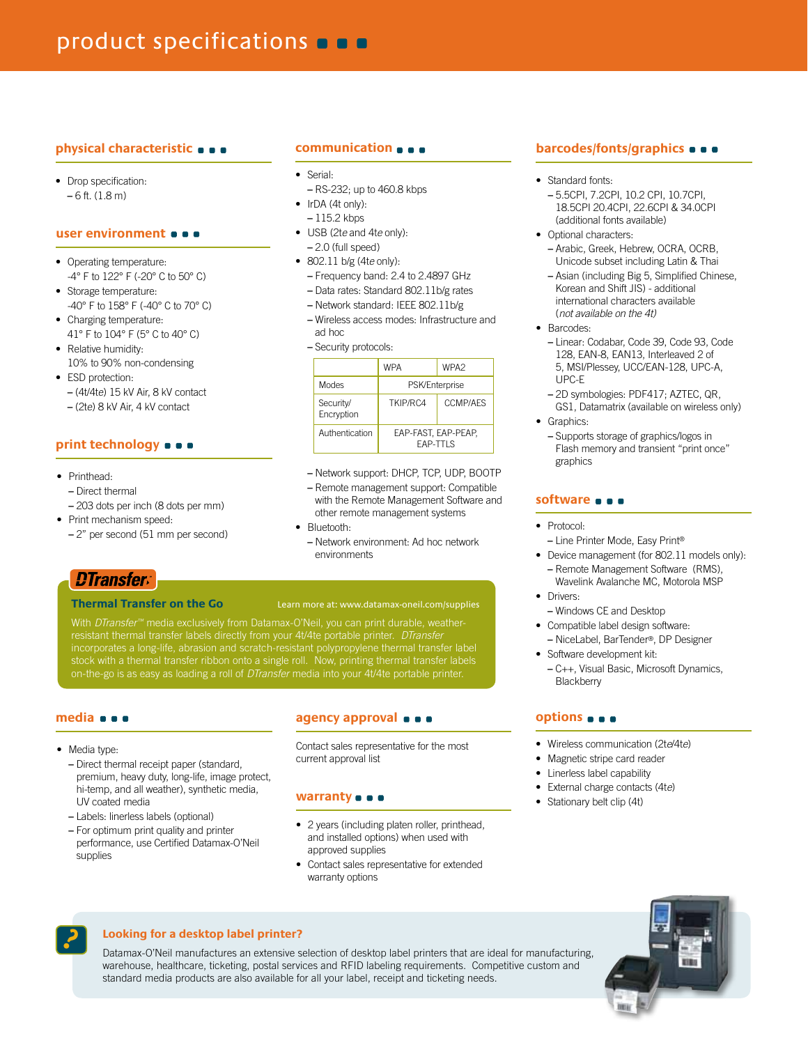# product specifications

## physical characteristic

- Drop specification:
  – 6 ft. (1.8 m)

## user environment

- Operating temperature:
  -4° F to 122° F (-20° C to 50° C)
- Storage temperature:
  -40° F to 158° F (-40° C to 70° C)
- Charging temperature:
  41° F to 104° F (5° C to 40° C)
- Relative humidity:
  10% to 90% non-condensing
- ESD protection:
  – (4t/4te) 15 kV Air, 8 kV contact
  – (2te) 8 kV Air, 4 kV contact

## print technology

- Printhead:
  – Direct thermal
  – 203 dots per inch (8 dots per mm)
- Print mechanism speed:
  – 2" per second (51 mm per second)

## communication

- Serial:
  – RS-232; up to 460.8 kbps
- IrDA (4t only):
  – 115.2 kbps
- USB (2te and 4te only):
  – 2.0 (full speed)
- 802.11 b/g (4te only):
  – Frequency band: 2.4 to 2.4897 GHz
  – Data rates: Standard 802.11b/g rates
  – Network standard: IEEE 802.11b/g
  – Wireless access modes: Infrastructure and ad hoc
  – Security protocols:

| | WPA | WPA2 |
|---|---|---|
| Modes | PSK/Enterprise | |
| Security/ Encryption | TKIP/RC4 | CCMP/AES |
| Authentication | EAP-FAST, EAP-PEAP, EAP-TTLS | |

  – Network support: DHCP, TCP, UDP, BOOTP
  – Remote management support: Compatible with the Remote Management Software and other remote management systems
- Bluetooth:
  – Network environment: Ad hoc network environments

## barcodes/fonts/graphics

- Standard fonts:
  – 5.5CPI, 7.2CPI, 10.2 CPI, 10.7CPI, 18.5CPI 20.4CPI, 22.6CPI & 34.0CPI (additional fonts available)
- Optional characters:
  – Arabic, Greek, Hebrew, OCRA, OCRB, Unicode subset including Latin & Thai
  – Asian (including Big 5, Simplified Chinese, Korean and Shift JIS) - additional international characters available (*not available on the 4t)*
- Barcodes:
  – Linear: Codabar, Code 39, Code 93, Code 128, EAN-8, EAN13, Interleaved 2 of 5, MSI/Plessey, UCC/EAN-128, UPC-A, UPC-E
  – 2D symbologies: PDF417; AZTEC, QR, GS1, Datamatrix (available on wireless only)
- Graphics:
  – Supports storage of graphics/logos in Flash memory and transient "print once" graphics

## software

- Protocol:
  – Line Printer Mode, Easy Print®
- Device management (for 802.11 models only):
  – Remote Management Software (RMS), Wavelink Avalanche MC, Motorola MSP
- Drivers:
  – Windows CE and Desktop
- Compatible label design software:
  – NiceLabel, BarTender®, DP Designer
- Software development kit:
  – C++, Visual Basic, Microsoft Dynamics, Blackberry

## DTransfer

**Thermal Transfer on the Go**

Learn more at: www.datamax-oneil.com/supplies

With *DTransfer*™ media exclusively from Datamax-O'Neil, you can print durable, weather-resistant thermal transfer labels directly from your 4t/4te portable printer. *DTransfer* incorporates a long-life, abrasion and scratch-resistant polypropylene thermal transfer label stock with a thermal transfer ribbon onto a single roll. Now, printing thermal transfer labels on-the-go is as easy as loading a roll of *DTransfer* media into your 4t/4te portable printer.

## media

- Media type:
  – Direct thermal receipt paper (standard, premium, heavy duty, long-life, image protect, hi-temp, and all weather), synthetic media, UV coated media
  – Labels: linerless labels (optional)
  – For optimum print quality and printer performance, use Certified Datamax-O'Neil supplies

## agency approval

Contact sales representative for the most current approval list

## warranty

- 2 years (including platen roller, printhead, and installed options) when used with approved supplies
- Contact sales representative for extended warranty options

## options

- Wireless communication (2te/4te)
- Magnetic stripe card reader
- Linerless label capability
- External charge contacts (4te)
- Stationary belt clip (4t)

## Looking for a desktop label printer?

Datamax-O'Neil manufactures an extensive selection of desktop label printers that are ideal for manufacturing, warehouse, healthcare, ticketing, postal services and RFID labeling requirements. Competitive custom and standard media products are also available for all your label, receipt and ticketing needs.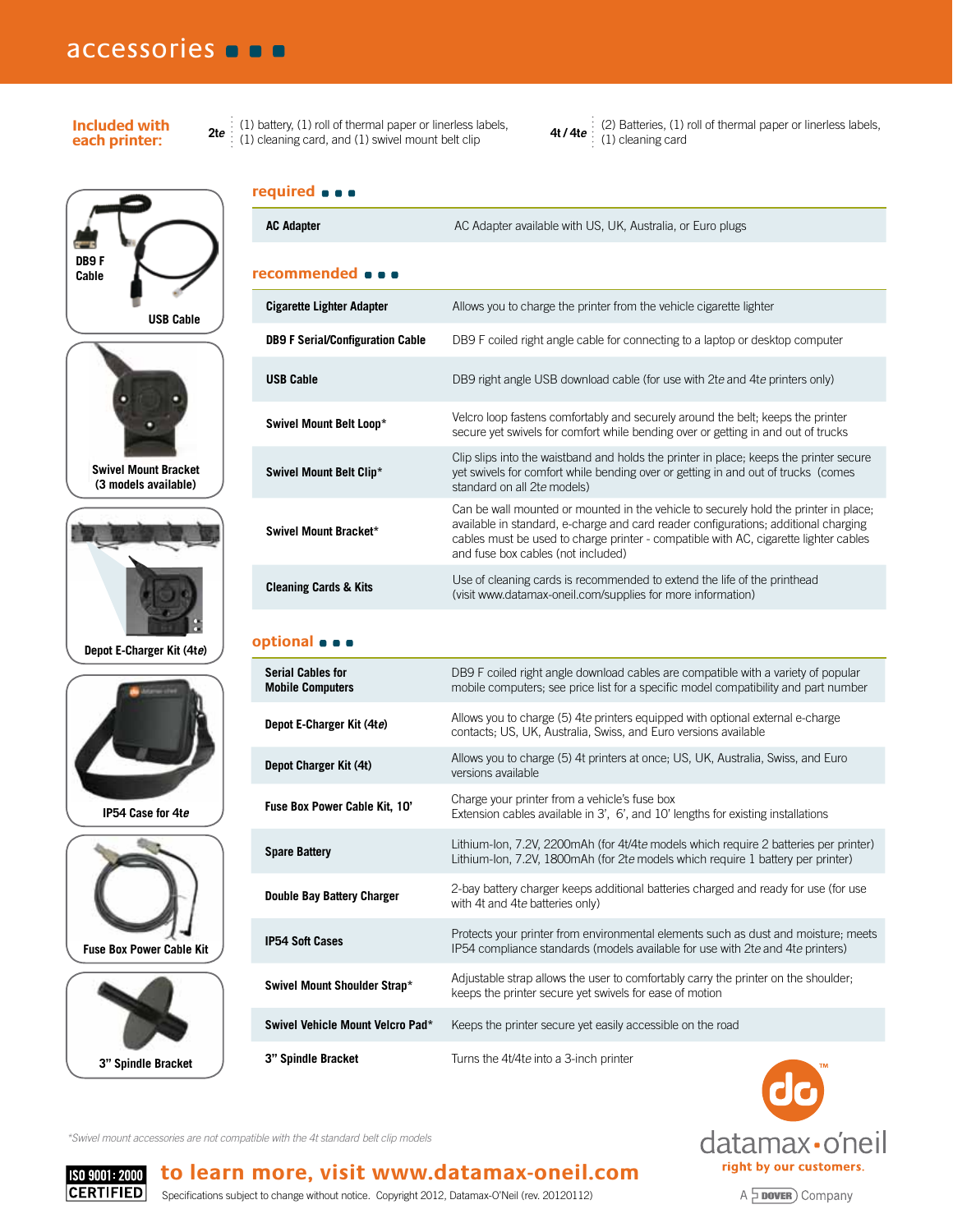# accessories

**Included with each printer:**

| | |
|---|---|
| **2te** | (1) battery, (1) roll of thermal paper or linerless labels, (1) cleaning card, and (1) swivel mount belt clip |
| **4t / 4te** | (2) Batteries, (1) roll of thermal paper or linerless labels, (1) cleaning card |

DB9 F Cable

USB Cable

Swivel Mount Bracket (3 models available)

Depot E-Charger Kit (4*te*)

IP54 Case for 4*te*

Fuse Box Power Cable Kit

3" Spindle Bracket

## required

| | |
|---|---|
| **AC Adapter** | AC Adapter available with US, UK, Australia, or Euro plugs |

## recommended

| | |
|---|---|
| **Cigarette Lighter Adapter** | Allows you to charge the printer from the vehicle cigarette lighter |
| **DB9 F Serial/Configuration Cable** | DB9 F coiled right angle cable for connecting to a laptop or desktop computer |
| **USB Cable** | DB9 right angle USB download cable (for use with 2*te* and 4*te* printers only) |
| **Swivel Mount Belt Loop*** | Velcro loop fastens comfortably and securely around the belt; keeps the printer secure yet swivels for comfort while bending over or getting in and out of trucks |
| **Swivel Mount Belt Clip*** | Clip slips into the waistband and holds the printer in place; keeps the printer secure yet swivels for comfort while bending over or getting in and out of trucks (comes standard on all 2*te* models) |
| **Swivel Mount Bracket*** | Can be wall mounted or mounted in the vehicle to securely hold the printer in place; available in standard, e-charge and card reader configurations; additional charging cables must be used to charge printer - compatible with AC, cigarette lighter cables and fuse box cables (not included) |
| **Cleaning Cards & Kits** | Use of cleaning cards is recommended to extend the life of the printhead (visit www.datamax-oneil.com/supplies for more information) |

## optional

| | |
|---|---|
| **Serial Cables for Mobile Computers** | DB9 F coiled right angle download cables are compatible with a variety of popular mobile computers; see price list for a specific model compatibility and part number |
| **Depot E-Charger Kit (4*te*)** | Allows you to charge (5) 4*te* printers equipped with optional external e-charge contacts; US, UK, Australia, Swiss, and Euro versions available |
| **Depot Charger Kit (4t)** | Allows you to charge (5) 4t printers at once; US, UK, Australia, Swiss, and Euro versions available |
| **Fuse Box Power Cable Kit, 10'** | Charge your printer from a vehicle's fuse box<br>Extension cables available in 3', 6', and 10' lengths for existing installations |
| **Spare Battery** | Lithium-Ion, 7.2V, 2200mAh (for 4t/4*te* models which require 2 batteries per printer)<br>Lithium-Ion, 7.2V, 1800mAh (for 2*te* models which require 1 battery per printer) |
| **Double Bay Battery Charger** | 2-bay battery charger keeps additional batteries charged and ready for use (for use with 4t and 4*te* batteries only) |
| **IP54 Soft Cases** | Protects your printer from environmental elements such as dust and moisture; meets IP54 compliance standards (models available for use with 2*te* and 4*te* printers) |
| **Swivel Mount Shoulder Strap*** | Adjustable strap allows the user to comfortably carry the printer on the shoulder; keeps the printer secure yet swivels for ease of motion |
| **Swivel Vehicle Mount Velcro Pad*** | Keeps the printer secure yet easily accessible on the road |
| **3" Spindle Bracket** | Turns the 4t/4*te* into a 3-inch printer |

*\*Swivel mount accessories are not compatible with the 4t standard belt clip models*

ISO 9001 : 2000 CERTIFIED

**to learn more, visit www.datamax-oneil.com**

Specifications subject to change without notice. Copyright 2012, Datamax-O'Neil (rev. 20120112)

datamax·o'neil™

right by our customers.

A DOVER Company